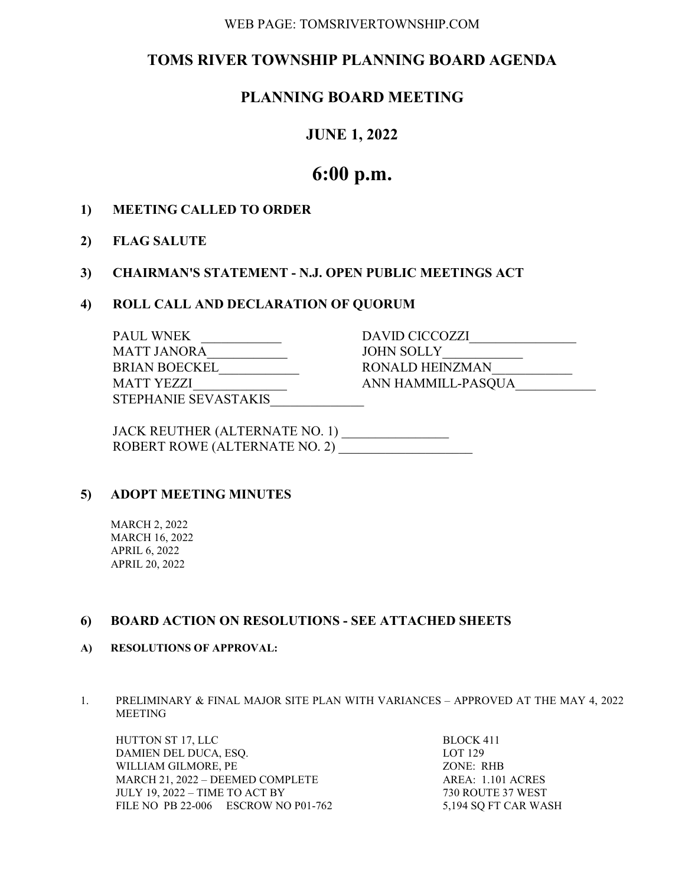WEB PAGE: TOMSRIVERTOWNSHIP.COM

# TOMS RIVER TOWNSHIP PLANNING BOARD AGENDA

## PLANNING BOARD MEETING

## JUNE 1, 2022

# 6:00 p.m.

**1) MEETING CALLED TO ORDER**

**2) FLAG SALUTE**

**3) CHAIRMAN'S STATEMENT - N.J. OPEN PUBLIC MEETINGS ACT**

**4) ROLL CALL AND DECLARATION OF QUORUM**

PAUL WNEK ____________
MATT JANORA____________
BRIAN BOECKEL____________
MATT YEZZI______________
STEPHANIE SEVASTAKIS______________
DAVID CICCOZZI________________
JOHN SOLLY____________
RONALD HEINZMAN____________
ANN HAMMILL-PASQUA____________

JACK REUTHER (ALTERNATE NO. 1) ________________
ROBERT ROWE (ALTERNATE NO. 2) ____________________

**5) ADOPT MEETING MINUTES**

MARCH 2, 2022
MARCH 16, 2022
APRIL 6, 2022
APRIL 20, 2022

**6) BOARD ACTION ON RESOLUTIONS - SEE ATTACHED SHEETS**

**A) RESOLUTIONS OF APPROVAL:**

1. PRELIMINARY & FINAL MAJOR SITE PLAN WITH VARIANCES – APPROVED AT THE MAY 4, 2022 MEETING

HUTTON ST 17, LLC
DAMIEN DEL DUCA, ESQ.
WILLIAM GILMORE, PE
MARCH 21, 2022 – DEEMED COMPLETE
JULY 19, 2022 – TIME TO ACT BY
FILE NO PB 22-006 ESCROW NO P01-762

BLOCK 411
LOT 129
ZONE: RHB
AREA: 1.101 ACRES
730 ROUTE 37 WEST
5,194 SQ FT CAR WASH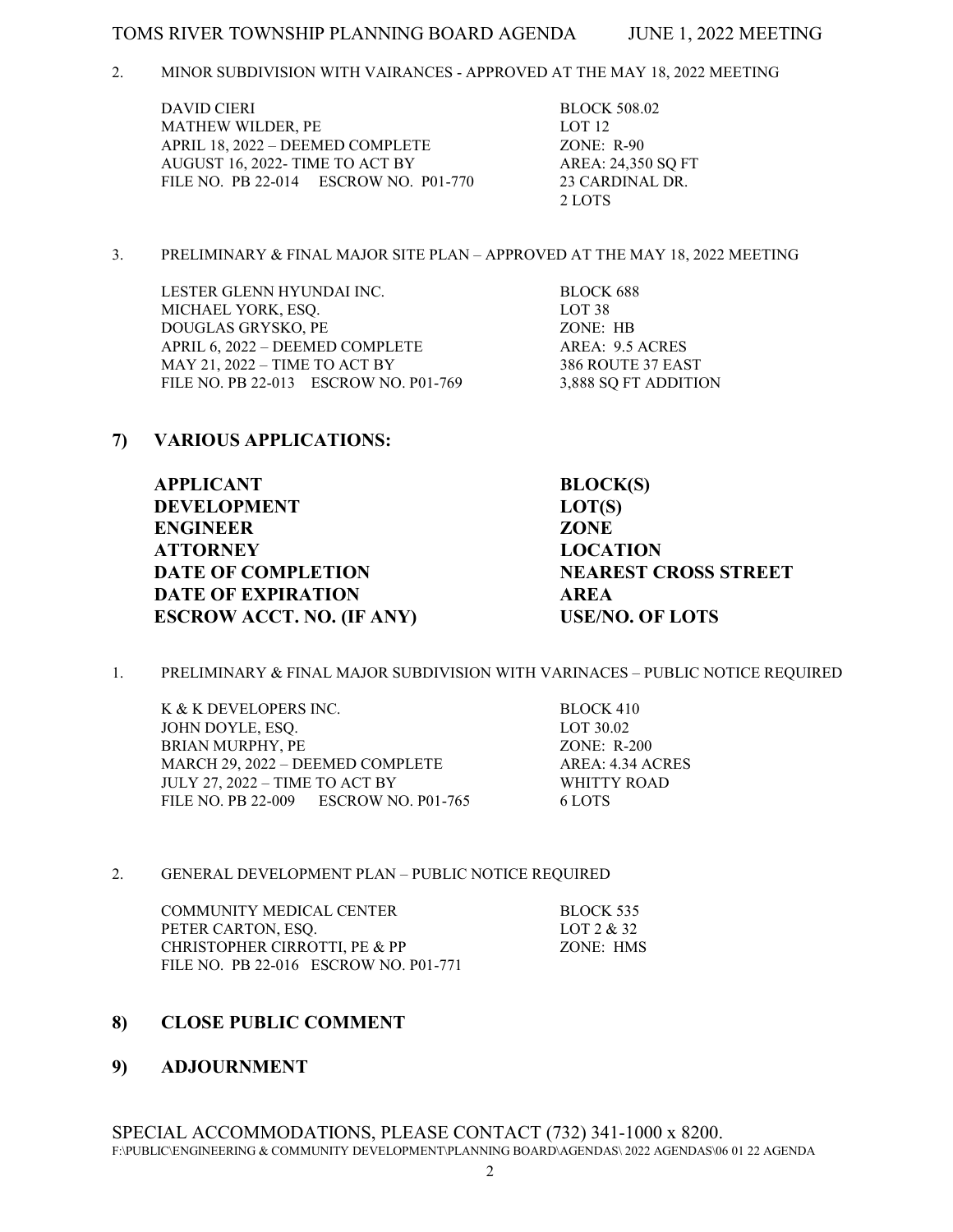2. MINOR SUBDIVISION WITH VAIRANCES - APPROVED AT THE MAY 18, 2022 MEETING

| | |
|---|---|
| DAVID CIERI | BLOCK 508.02 |
| MATHEW WILDER, PE | LOT 12 |
| APRIL 18, 2022 – DEEMED COMPLETE | ZONE: R-90 |
| AUGUST 16, 2022- TIME TO ACT BY | AREA: 24,350 SQ FT |
| FILE NO. PB 22-014 ESCROW NO. P01-770 | 23 CARDINAL DR. |
| | 2 LOTS |

3. PRELIMINARY & FINAL MAJOR SITE PLAN – APPROVED AT THE MAY 18, 2022 MEETING

| | |
|---|---|
| LESTER GLENN HYUNDAI INC. | BLOCK 688 |
| MICHAEL YORK, ESQ. | LOT 38 |
| DOUGLAS GRYSKO, PE | ZONE: HB |
| APRIL 6, 2022 – DEEMED COMPLETE | AREA: 9.5 ACRES |
| MAY 21, 2022 – TIME TO ACT BY | 386 ROUTE 37 EAST |
| FILE NO. PB 22-013 ESCROW NO. P01-769 | 3,888 SQ FT ADDITION |

## 7) VARIOUS APPLICATIONS:

| | |
|---|---|
| **APPLICANT** | **BLOCK(S)** |
| **DEVELOPMENT** | **LOT(S)** |
| **ENGINEER** | **ZONE** |
| **ATTORNEY** | **LOCATION** |
| **DATE OF COMPLETION** | **NEAREST CROSS STREET** |
| **DATE OF EXPIRATION** | **AREA** |
| **ESCROW ACCT. NO. (IF ANY)** | **USE/NO. OF LOTS** |

1. PRELIMINARY & FINAL MAJOR SUBDIVISION WITH VARINACES – PUBLIC NOTICE REQUIRED

| | |
|---|---|
| K & K DEVELOPERS INC. | BLOCK 410 |
| JOHN DOYLE, ESQ. | LOT 30.02 |
| BRIAN MURPHY, PE | ZONE: R-200 |
| MARCH 29, 2022 – DEEMED COMPLETE | AREA: 4.34 ACRES |
| JULY 27, 2022 – TIME TO ACT BY | WHITTY ROAD |
| FILE NO. PB 22-009 ESCROW NO. P01-765 | 6 LOTS |

2. GENERAL DEVELOPMENT PLAN – PUBLIC NOTICE REQUIRED

| | |
|---|---|
| COMMUNITY MEDICAL CENTER | BLOCK 535 |
| PETER CARTON, ESQ. | LOT 2 & 32 |
| CHRISTOPHER CIRROTTI, PE & PP | ZONE: HMS |
| FILE NO. PB 22-016 ESCROW NO. P01-771 | |

## 8) CLOSE PUBLIC COMMENT

## 9) ADJOURNMENT

SPECIAL ACCOMMODATIONS, PLEASE CONTACT (732) 341-1000 x 8200.

F:\PUBLIC\ENGINEERING & COMMUNITY DEVELOPMENT\PLANNING BOARD\AGENDAS\ 2022 AGENDAS\06 01 22 AGENDA